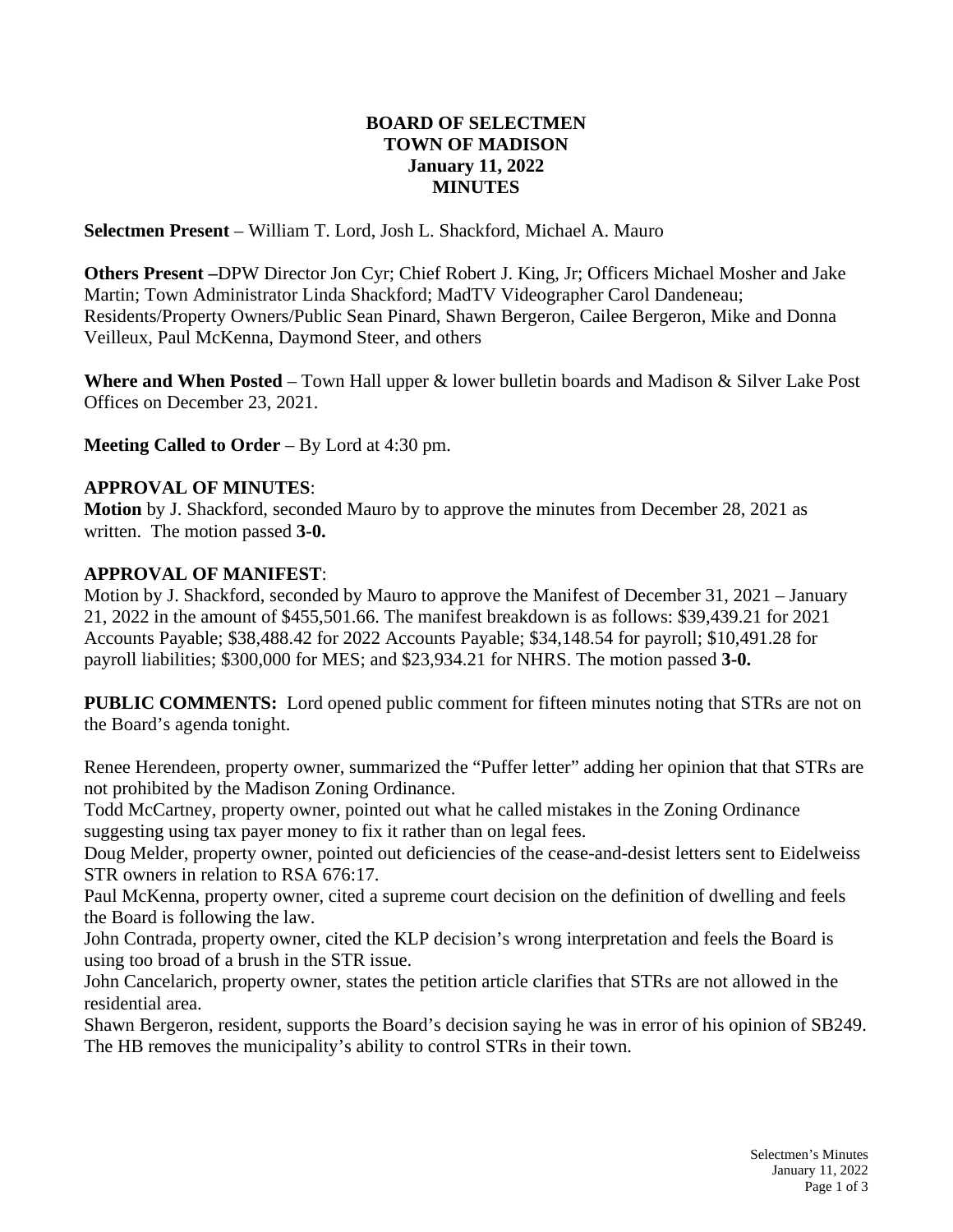# BOARD OF SELECTMEN
# TOWN OF MADISON
# January 11, 2022
# MINUTES

**Selectmen Present** – William T. Lord, Josh L. Shackford, Michael A. Mauro

**Others Present –**DPW Director Jon Cyr; Chief Robert J. King, Jr; Officers Michael Mosher and Jake Martin; Town Administrator Linda Shackford; MadTV Videographer Carol Dandeneau; Residents/Property Owners/Public Sean Pinard, Shawn Bergeron, Cailee Bergeron, Mike and Donna Veilleux, Paul McKenna, Daymond Steer, and others

**Where and When Posted** – Town Hall upper & lower bulletin boards and Madison & Silver Lake Post Offices on December 23, 2021.

**Meeting Called to Order** – By Lord at 4:30 pm.

**APPROVAL OF MINUTES**:
**Motion** by J. Shackford, seconded Mauro by to approve the minutes from December 28, 2021 as written. The motion passed **3-0.**

**APPROVAL OF MANIFEST**:
Motion by J. Shackford, seconded by Mauro to approve the Manifest of December 31, 2021 – January 21, 2022 in the amount of $455,501.66. The manifest breakdown is as follows: $39,439.21 for 2021 Accounts Payable; $38,488.42 for 2022 Accounts Payable; $34,148.54 for payroll; $10,491.28 for payroll liabilities; $300,000 for MES; and $23,934.21 for NHRS. The motion passed **3-0.**

**PUBLIC COMMENTS:** Lord opened public comment for fifteen minutes noting that STRs are not on the Board's agenda tonight.

Renee Herendeen, property owner, summarized the "Puffer letter" adding her opinion that that STRs are not prohibited by the Madison Zoning Ordinance.
Todd McCartney, property owner, pointed out what he called mistakes in the Zoning Ordinance suggesting using tax payer money to fix it rather than on legal fees.
Doug Melder, property owner, pointed out deficiencies of the cease-and-desist letters sent to Eidelweiss STR owners in relation to RSA 676:17.
Paul McKenna, property owner, cited a supreme court decision on the definition of dwelling and feels the Board is following the law.
John Contrada, property owner, cited the KLP decision's wrong interpretation and feels the Board is using too broad of a brush in the STR issue.
John Cancelarich, property owner, states the petition article clarifies that STRs are not allowed in the residential area.
Shawn Bergeron, resident, supports the Board's decision saying he was in error of his opinion of SB249. The HB removes the municipality's ability to control STRs in their town.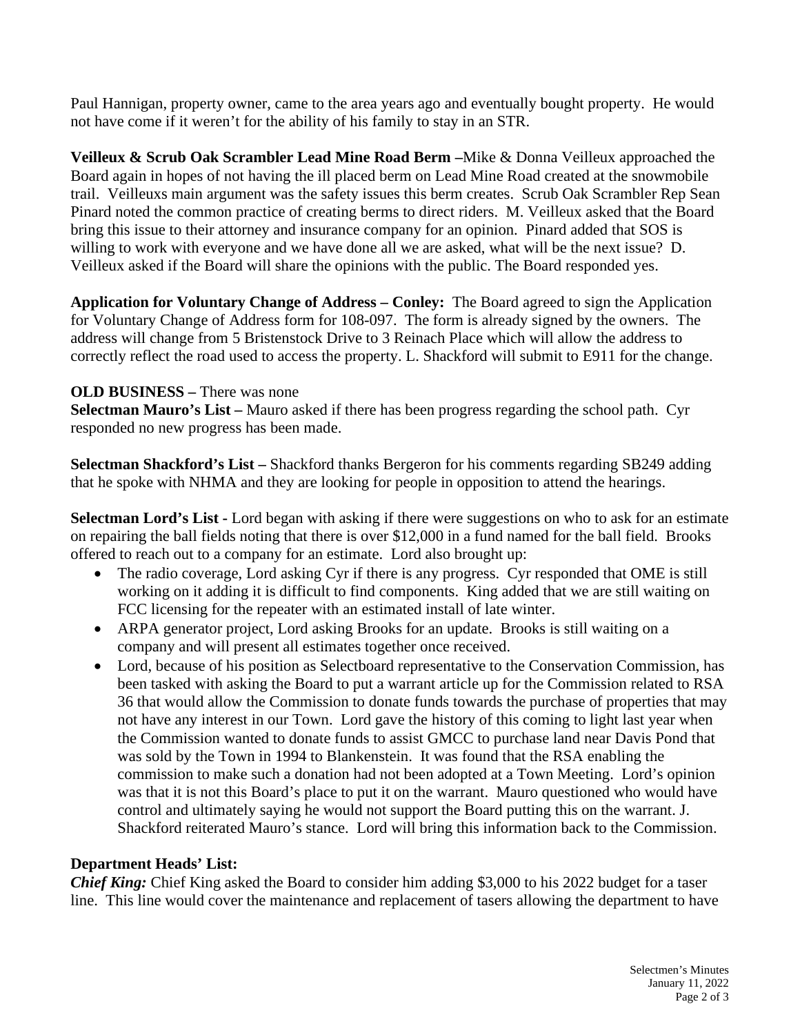Paul Hannigan, property owner, came to the area years ago and eventually bought property. He would not have come if it weren't for the ability of his family to stay in an STR.

**Veilleux & Scrub Oak Scrambler Lead Mine Road Berm –**Mike & Donna Veilleux approached the Board again in hopes of not having the ill placed berm on Lead Mine Road created at the snowmobile trail. Veilleuxs main argument was the safety issues this berm creates. Scrub Oak Scrambler Rep Sean Pinard noted the common practice of creating berms to direct riders. M. Veilleux asked that the Board bring this issue to their attorney and insurance company for an opinion. Pinard added that SOS is willing to work with everyone and we have done all we are asked, what will be the next issue? D. Veilleux asked if the Board will share the opinions with the public. The Board responded yes.

**Application for Voluntary Change of Address – Conley:** The Board agreed to sign the Application for Voluntary Change of Address form for 108-097. The form is already signed by the owners. The address will change from 5 Bristenstock Drive to 3 Reinach Place which will allow the address to correctly reflect the road used to access the property. L. Shackford will submit to E911 for the change.

**OLD BUSINESS –** There was none

**Selectman Mauro's List –** Mauro asked if there has been progress regarding the school path. Cyr responded no new progress has been made.

**Selectman Shackford's List –** Shackford thanks Bergeron for his comments regarding SB249 adding that he spoke with NHMA and they are looking for people in opposition to attend the hearings.

**Selectman Lord's List -** Lord began with asking if there were suggestions on who to ask for an estimate on repairing the ball fields noting that there is over $12,000 in a fund named for the ball field. Brooks offered to reach out to a company for an estimate. Lord also brought up:

- The radio coverage, Lord asking Cyr if there is any progress. Cyr responded that OME is still working on it adding it is difficult to find components. King added that we are still waiting on FCC licensing for the repeater with an estimated install of late winter.
- ARPA generator project, Lord asking Brooks for an update. Brooks is still waiting on a company and will present all estimates together once received.
- Lord, because of his position as Selectboard representative to the Conservation Commission, has been tasked with asking the Board to put a warrant article up for the Commission related to RSA 36 that would allow the Commission to donate funds towards the purchase of properties that may not have any interest in our Town. Lord gave the history of this coming to light last year when the Commission wanted to donate funds to assist GMCC to purchase land near Davis Pond that was sold by the Town in 1994 to Blankenstein. It was found that the RSA enabling the commission to make such a donation had not been adopted at a Town Meeting. Lord's opinion was that it is not this Board's place to put it on the warrant. Mauro questioned who would have control and ultimately saying he would not support the Board putting this on the warrant. J. Shackford reiterated Mauro's stance. Lord will bring this information back to the Commission.

**Department Heads' List:**

***Chief King:*** Chief King asked the Board to consider him adding $3,000 to his 2022 budget for a taser line. This line would cover the maintenance and replacement of tasers allowing the department to have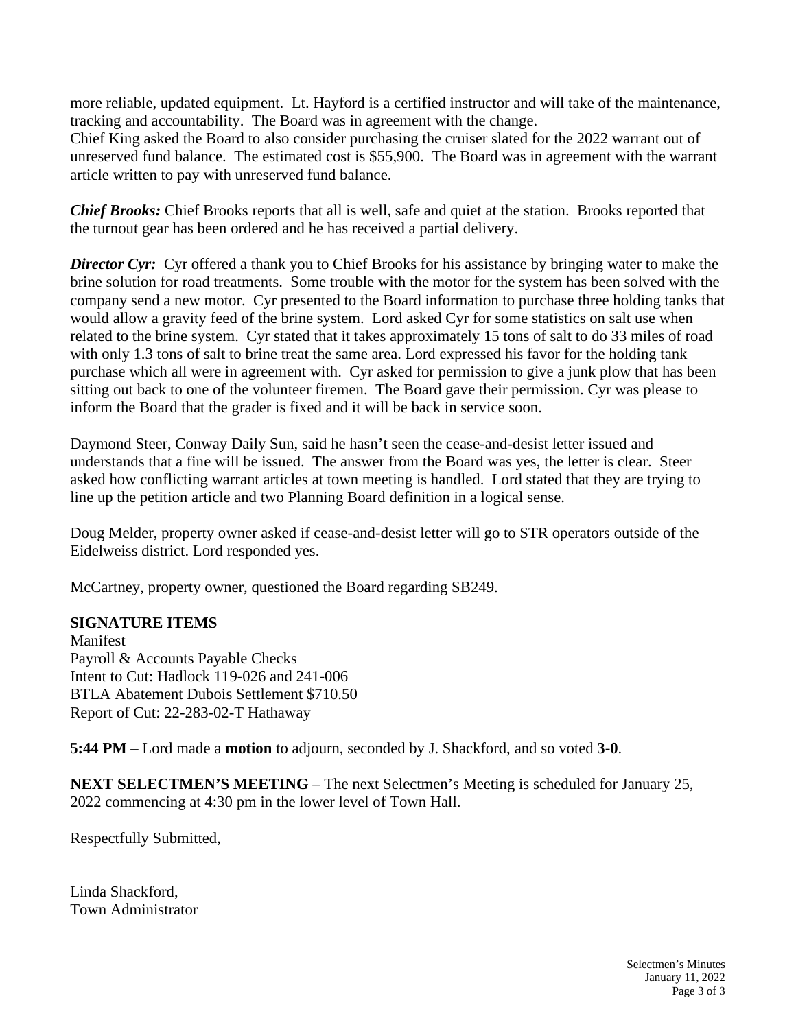more reliable, updated equipment. Lt. Hayford is a certified instructor and will take of the maintenance, tracking and accountability. The Board was in agreement with the change.
Chief King asked the Board to also consider purchasing the cruiser slated for the 2022 warrant out of unreserved fund balance. The estimated cost is $55,900. The Board was in agreement with the warrant article written to pay with unreserved fund balance.

***Chief Brooks:*** Chief Brooks reports that all is well, safe and quiet at the station. Brooks reported that the turnout gear has been ordered and he has received a partial delivery.

***Director Cyr:*** Cyr offered a thank you to Chief Brooks for his assistance by bringing water to make the brine solution for road treatments. Some trouble with the motor for the system has been solved with the company send a new motor. Cyr presented to the Board information to purchase three holding tanks that would allow a gravity feed of the brine system. Lord asked Cyr for some statistics on salt use when related to the brine system. Cyr stated that it takes approximately 15 tons of salt to do 33 miles of road with only 1.3 tons of salt to brine treat the same area. Lord expressed his favor for the holding tank purchase which all were in agreement with. Cyr asked for permission to give a junk plow that has been sitting out back to one of the volunteer firemen. The Board gave their permission. Cyr was please to inform the Board that the grader is fixed and it will be back in service soon.

Daymond Steer, Conway Daily Sun, said he hasn't seen the cease-and-desist letter issued and understands that a fine will be issued. The answer from the Board was yes, the letter is clear. Steer asked how conflicting warrant articles at town meeting is handled. Lord stated that they are trying to line up the petition article and two Planning Board definition in a logical sense.

Doug Melder, property owner asked if cease-and-desist letter will go to STR operators outside of the Eidelweiss district. Lord responded yes.

McCartney, property owner, questioned the Board regarding SB249.

**SIGNATURE ITEMS**
Manifest
Payroll & Accounts Payable Checks
Intent to Cut: Hadlock 119-026 and 241-006
BTLA Abatement Dubois Settlement $710.50
Report of Cut: 22-283-02-T Hathaway

**5:44 PM** – Lord made a **motion** to adjourn, seconded by J. Shackford, and so voted **3-0**.

**NEXT SELECTMEN'S MEETING** – The next Selectmen's Meeting is scheduled for January 25, 2022 commencing at 4:30 pm in the lower level of Town Hall.

Respectfully Submitted,

Linda Shackford,
Town Administrator